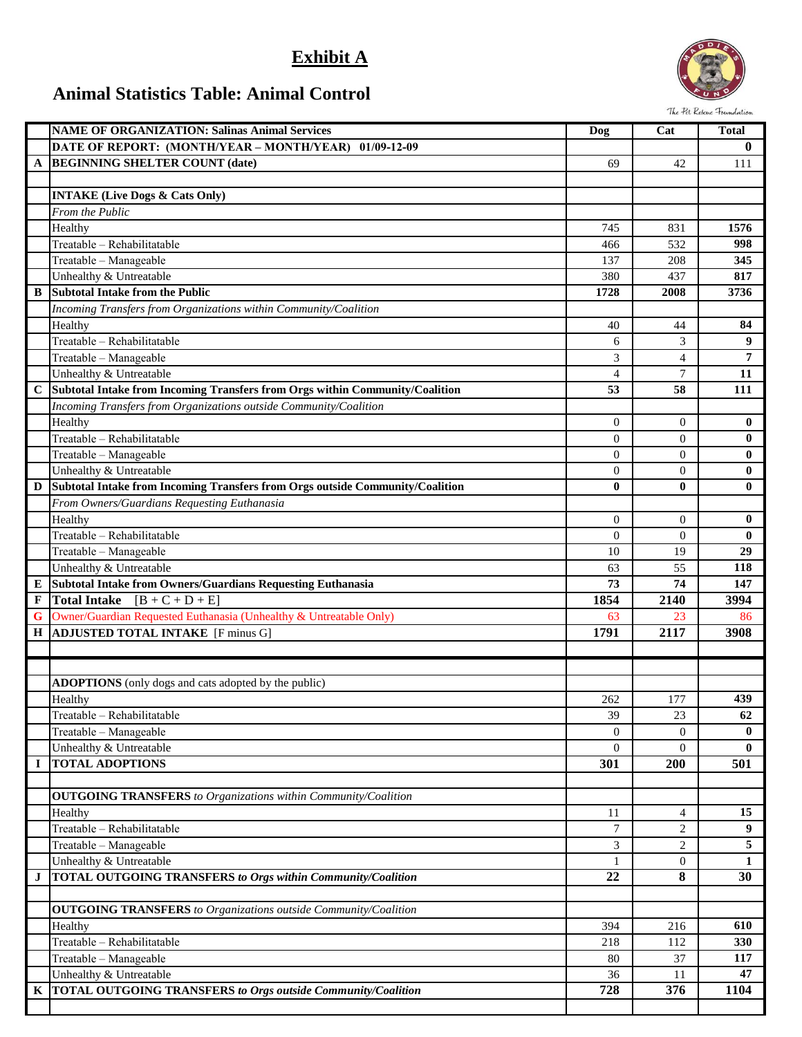# Exhibit A

## Animal Statistics Table: Animal Control

| | NAME OF ORGANIZATION: Salinas Animal Services | Dog | Cat | Total |
|---|---|---|---|---|
| | DATE OF REPORT: (MONTH/YEAR – MONTH/YEAR) 01/09-12-09 | | | 0 |
| A | BEGINNING SHELTER COUNT (date) | 69 | 42 | 111 |
| | | | | |
| | **INTAKE (Live Dogs & Cats Only)** | | | |
| | *From the Public* | | | |
| | Healthy | 745 | 831 | **1576** |
| | Treatable – Rehabilitatable | 466 | 532 | **998** |
| | Treatable – Manageable | 137 | 208 | **345** |
| | Unhealthy & Untreatable | 380 | 437 | **817** |
| B | **Subtotal Intake from the Public** | **1728** | **2008** | **3736** |
| | *Incoming Transfers from Organizations within Community/Coalition* | | | |
| | Healthy | 40 | 44 | **84** |
| | Treatable – Rehabilitatable | 6 | 3 | **9** |
| | Treatable – Manageable | 3 | 4 | **7** |
| | Unhealthy & Untreatable | 4 | 7 | **11** |
| C | **Subtotal Intake from Incoming Transfers from Orgs within Community/Coalition** | **53** | **58** | **111** |
| | *Incoming Transfers from Organizations outside Community/Coalition* | | | |
| | Healthy | 0 | 0 | **0** |
| | Treatable – Rehabilitatable | 0 | 0 | **0** |
| | Treatable – Manageable | 0 | 0 | **0** |
| | Unhealthy & Untreatable | 0 | 0 | **0** |
| D | **Subtotal Intake from Incoming Transfers from Orgs outside Community/Coalition** | **0** | **0** | **0** |
| | *From Owners/Guardians Requesting Euthanasia* | | | |
| | Healthy | 0 | 0 | **0** |
| | Treatable – Rehabilitatable | 0 | 0 | **0** |
| | Treatable – Manageable | 10 | 19 | **29** |
| | Unhealthy & Untreatable | 63 | 55 | **118** |
| E | **Subtotal Intake from Owners/Guardians Requesting Euthanasia** | **73** | **74** | **147** |
| F | **Total Intake** [B + C + D + E] | **1854** | **2140** | **3994** |
| G | Owner/Guardian Requested Euthanasia (Unhealthy & Untreatable Only) | 63 | 23 | 86 |
| H | **ADJUSTED TOTAL INTAKE** [F minus G] | **1791** | **2117** | **3908** |
| | | | | |
| | | | | |
| | **ADOPTIONS** (only dogs and cats adopted by the public) | | | |
| | Healthy | 262 | 177 | **439** |
| | Treatable – Rehabilitatable | 39 | 23 | **62** |
| | Treatable – Manageable | 0 | 0 | **0** |
| | Unhealthy & Untreatable | 0 | 0 | **0** |
| I | **TOTAL ADOPTIONS** | **301** | **200** | **501** |
| | | | | |
| | **OUTGOING TRANSFERS** *to Organizations within Community/Coalition* | | | |
| | Healthy | 11 | 4 | **15** |
| | Treatable – Rehabilitatable | 7 | 2 | **9** |
| | Treatable – Manageable | 3 | 2 | **5** |
| | Unhealthy & Untreatable | 1 | 0 | **1** |
| J | **TOTAL OUTGOING TRANSFERS** ***to Orgs within Community/Coalition*** | **22** | **8** | **30** |
| | | | | |
| | **OUTGOING TRANSFERS** *to Organizations outside Community/Coalition* | | | |
| | Healthy | 394 | 216 | **610** |
| | Treatable – Rehabilitatable | 218 | 112 | **330** |
| | Treatable – Manageable | 80 | 37 | **117** |
| | Unhealthy & Untreatable | 36 | 11 | **47** |
| K | **TOTAL OUTGOING TRANSFERS** ***to Orgs outside Community/Coalition*** | **728** | **376** | **1104** |
| | | | | |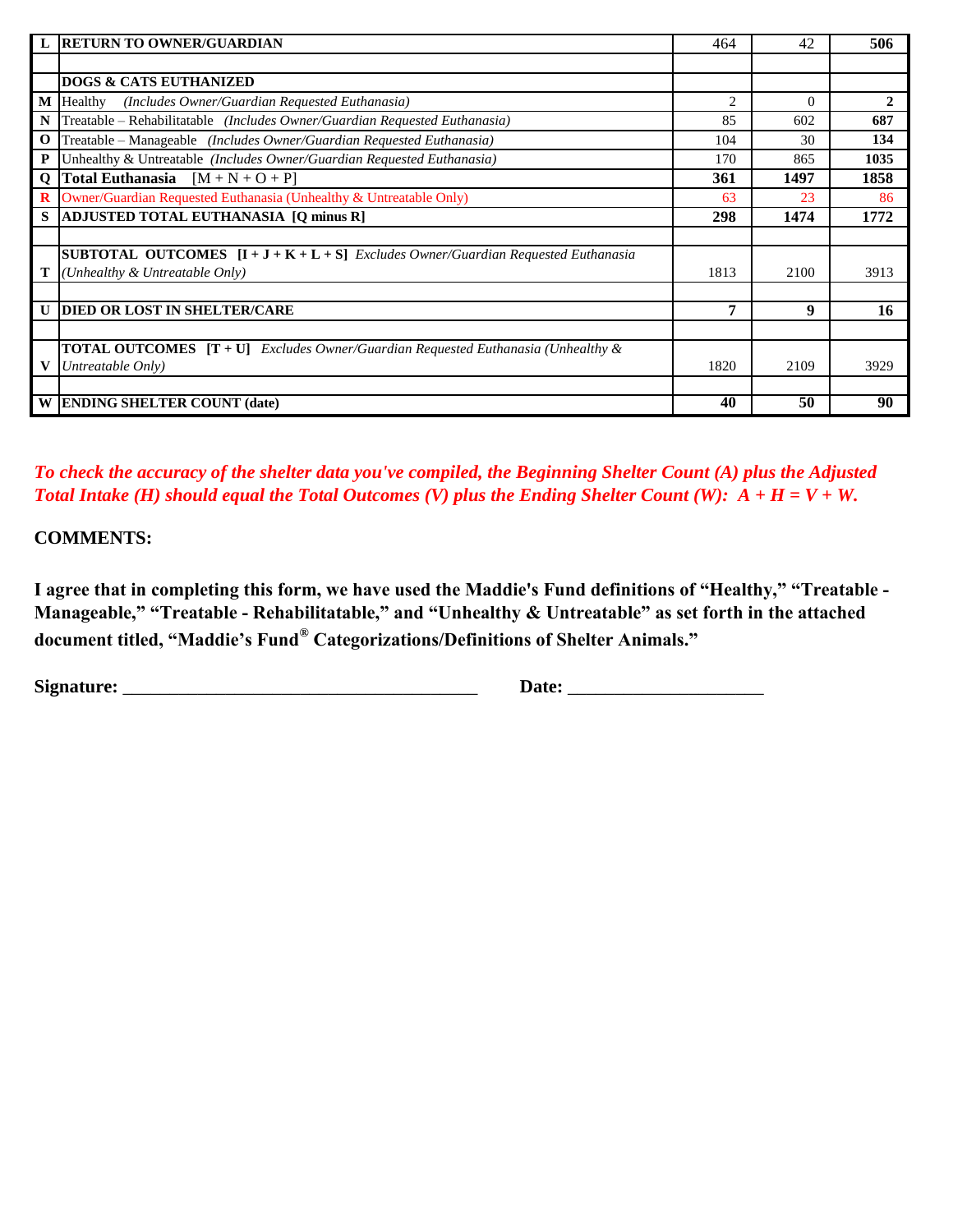| | | | | |
|---|---|---|---|---|
| **L** | **RETURN TO OWNER/GUARDIAN** | 464 | 42 | **506** |
| | | | | |
| | **DOGS & CATS EUTHANIZED** | | | |
| **M** | Healthy *(Includes Owner/Guardian Requested Euthanasia)* | 2 | 0 | **2** |
| **N** | Treatable – Rehabilitatable *(Includes Owner/Guardian Requested Euthanasia)* | 85 | 602 | **687** |
| **O** | Treatable – Manageable *(Includes Owner/Guardian Requested Euthanasia)* | 104 | 30 | **134** |
| **P** | Unhealthy & Untreatable *(Includes Owner/Guardian Requested Euthanasia)* | 170 | 865 | **1035** |
| **Q** | **Total Euthanasia** [M + N + O + P] | **361** | **1497** | **1858** |
| **R** | Owner/Guardian Requested Euthanasia (Unhealthy & Untreatable Only) | 63 | 23 | 86 |
| **S** | **ADJUSTED TOTAL EUTHANASIA [Q minus R]** | **298** | **1474** | **1772** |
| | | | | |
| **T** | **SUBTOTAL OUTCOMES [I + J + K + L + S]** *Excludes Owner/Guardian Requested Euthanasia (Unhealthy & Untreatable Only)* | 1813 | 2100 | 3913 |
| | | | | |
| **U** | **DIED OR LOST IN SHELTER/CARE** | **7** | **9** | **16** |
| | | | | |
| **V** | **TOTAL OUTCOMES [T + U]** *Excludes Owner/Guardian Requested Euthanasia (Unhealthy & Untreatable Only)* | 1820 | 2109 | 3929 |
| | | | | |
| **W** | **ENDING SHELTER COUNT (date)** | **40** | **50** | **90** |

***To check the accuracy of the shelter data you've compiled, the Beginning Shelter Count (A) plus the Adjusted Total Intake (H) should equal the Total Outcomes (V) plus the Ending Shelter Count (W): A + H = V + W.***

**COMMENTS:**

**I agree that in completing this form, we have used the Maddie's Fund definitions of "Healthy," "Treatable - Manageable," "Treatable - Rehabilitatable," and "Unhealthy & Untreatable" as set forth in the attached document titled, "Maddie's Fund® Categorizations/Definitions of Shelter Animals."**

**Signature:** ______________________________________ **Date:** _____________________